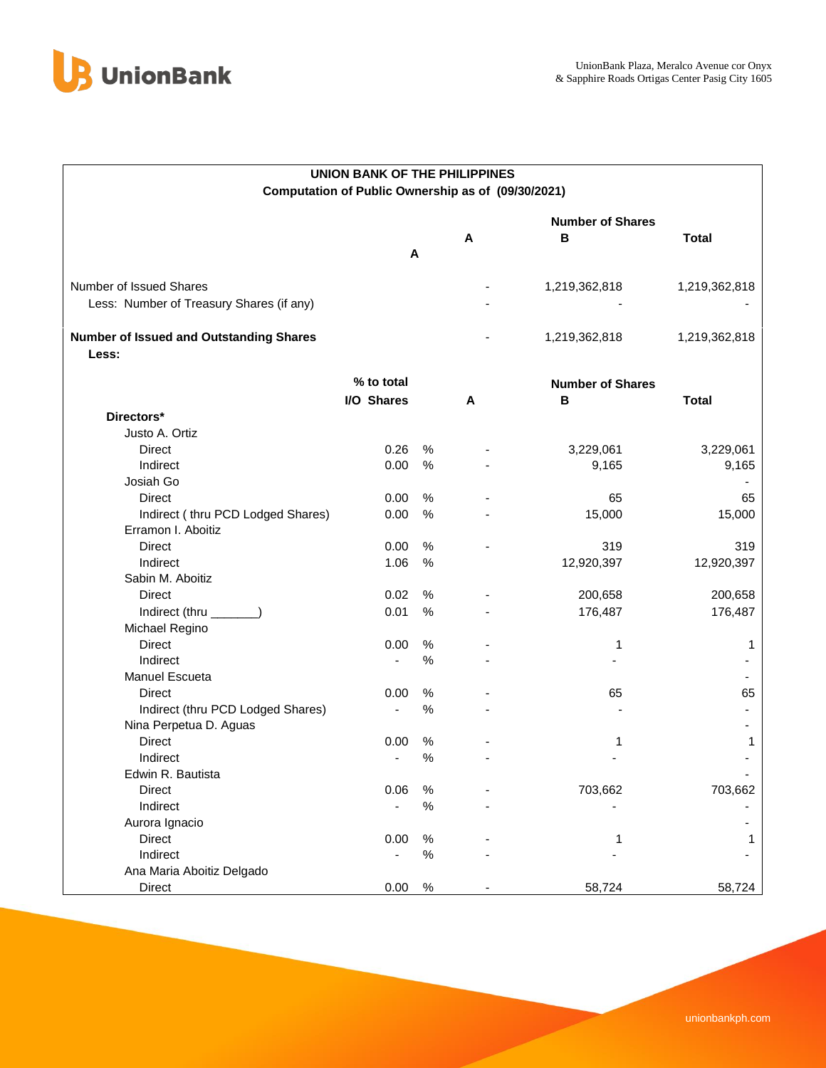**UNION BANK OF THE PHILIPPINES**

**Computation of Public Ownership as of (09/30/2021)**

| | | Number of Shares | |
|---|---|---|---|
| | A | B | Total |
| Number of Issued Shares | - | 1,219,362,818 | 1,219,362,818 |
| Less: Number of Treasury Shares (if any) | - | - | - |
| **Number of Issued and Outstanding Shares** | - | 1,219,362,818 | 1,219,362,818 |

**Less:**

| | % to total I/O Shares | | A | Number of Shares B | Total |
|---|---|---|---|---|---|
| **Directors*** | | | | | |
| Justo A. Ortiz | | | | | |
| Direct | 0.26 | % | - | 3,229,061 | 3,229,061 |
| Indirect | 0.00 | % | - | 9,165 | 9,165 |
| Josiah Go | | | | | - |
| Direct | 0.00 | % | - | 65 | 65 |
| Indirect ( thru PCD Lodged Shares) | 0.00 | % | - | 15,000 | 15,000 |
| Erramon I. Aboitiz | | | | | |
| Direct | 0.00 | % | - | 319 | 319 |
| Indirect | 1.06 | % | | 12,920,397 | 12,920,397 |
| Sabin M. Aboitiz | | | | | |
| Direct | 0.02 | % | - | 200,658 | 200,658 |
| Indirect (thru _______) | 0.01 | % | - | 176,487 | 176,487 |
| Michael Regino | | | | | |
| Direct | 0.00 | % | - | 1 | 1 |
| Indirect | - | % | - | - | - |
| Manuel Escueta | | | | | - |
| Direct | 0.00 | % | - | 65 | 65 |
| Indirect (thru PCD Lodged Shares) | - | % | - | - | - |
| Nina Perpetua D. Aguas | | | | | - |
| Direct | 0.00 | % | - | 1 | 1 |
| Indirect | - | % | - | - | - |
| Edwin R. Bautista | | | | | - |
| Direct | 0.06 | % | - | 703,662 | 703,662 |
| Indirect | - | % | - | - | - |
| Aurora Ignacio | | | | | - |
| Direct | 0.00 | % | - | 1 | 1 |
| Indirect | - | % | - | - | - |
| Ana Maria Aboitiz Delgado | | | | | |
| Direct | 0.00 | % | - | 58,724 | 58,724 |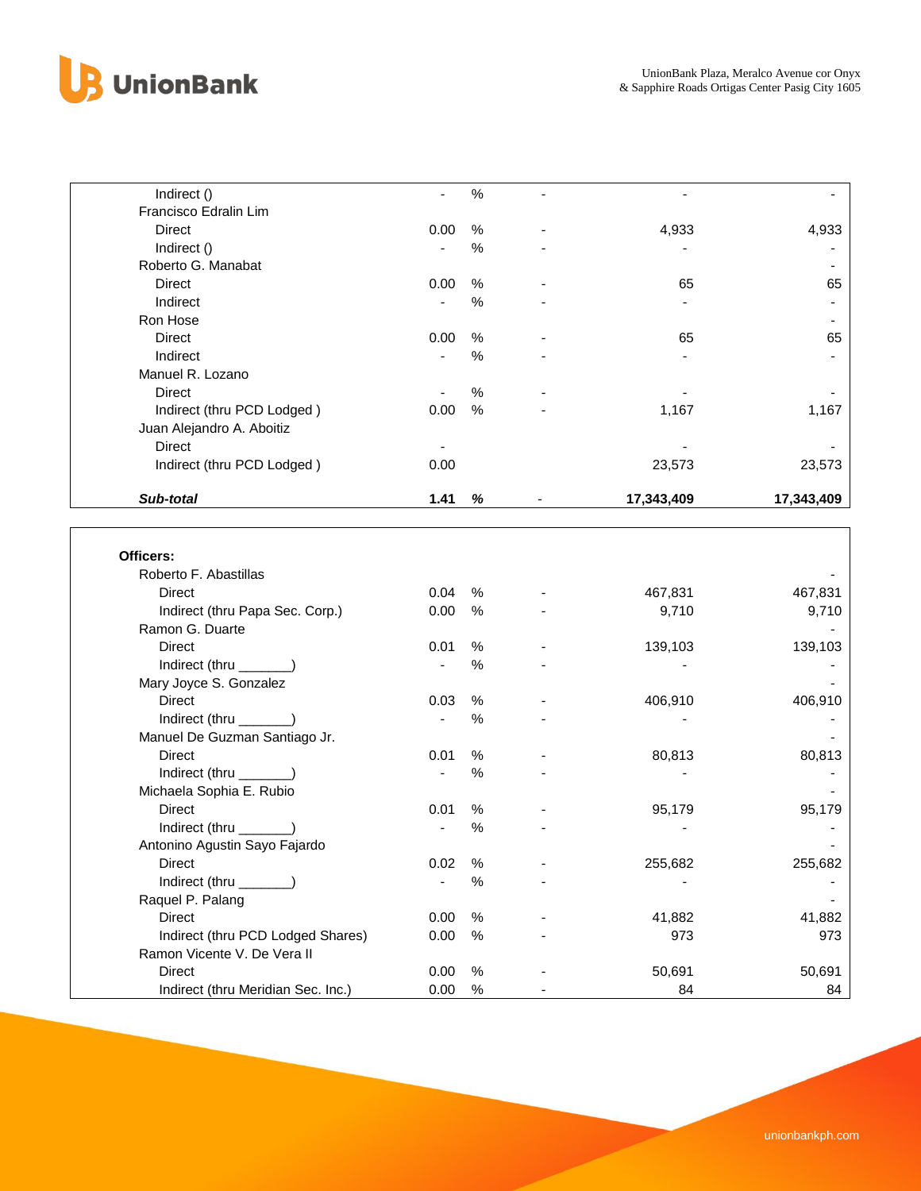| | | | | | |
|---|---|---|---|---|---|
| Indirect () | - | % | - | - | - |
| Francisco Edralin Lim | | | | | |
| Direct | 0.00 | % | - | 4,933 | 4,933 |
| Indirect () | - | % | - | - | - |
| Roberto G. Manabat | | | | | - |
| Direct | 0.00 | % | - | 65 | 65 |
| Indirect | - | % | - | - | - |
| Ron Hose | | | | | - |
| Direct | 0.00 | % | - | 65 | 65 |
| Indirect | - | % | - | - | - |
| Manuel R. Lozano | | | | | |
| Direct | - | % | - | - | - |
| Indirect (thru PCD Lodged ) | 0.00 | % | - | 1,167 | 1,167 |
| Juan Alejandro A. Aboitiz | | | | | |
| Direct | - | | | - | - |
| Indirect (thru PCD Lodged ) | 0.00 | | | 23,573 | 23,573 |
| ***Sub-total*** | **1.41** | ***%*** | - | **17,343,409** | **17,343,409** |

| | | | | | |
|---|---|---|---|---|---|
| **Officers:** | | | | | |
| Roberto F. Abastillas | | | | | - |
| Direct | 0.04 | % | - | 467,831 | 467,831 |
| Indirect (thru Papa Sec. Corp.) | 0.00 | % | - | 9,710 | 9,710 |
| Ramon G. Duarte | | | | | - |
| Direct | 0.01 | % | - | 139,103 | 139,103 |
| Indirect (thru _______) | - | % | - | - | - |
| Mary Joyce S. Gonzalez | | | | | - |
| Direct | 0.03 | % | - | 406,910 | 406,910 |
| Indirect (thru _______) | - | % | - | - | - |
| Manuel De Guzman Santiago Jr. | | | | | - |
| Direct | 0.01 | % | - | 80,813 | 80,813 |
| Indirect (thru _______) | - | % | - | - | - |
| Michaela Sophia E. Rubio | | | | | - |
| Direct | 0.01 | % | - | 95,179 | 95,179 |
| Indirect (thru _______) | - | % | - | - | - |
| Antonino Agustin Sayo Fajardo | | | | | - |
| Direct | 0.02 | % | - | 255,682 | 255,682 |
| Indirect (thru _______) | - | % | - | - | - |
| Raquel P. Palang | | | | | - |
| Direct | 0.00 | % | - | 41,882 | 41,882 |
| Indirect (thru PCD Lodged Shares) | 0.00 | % | - | 973 | 973 |
| Ramon Vicente V. De Vera II | | | | | |
| Direct | 0.00 | % | - | 50,691 | 50,691 |
| Indirect (thru Meridian Sec. Inc.) | 0.00 | % | - | 84 | 84 |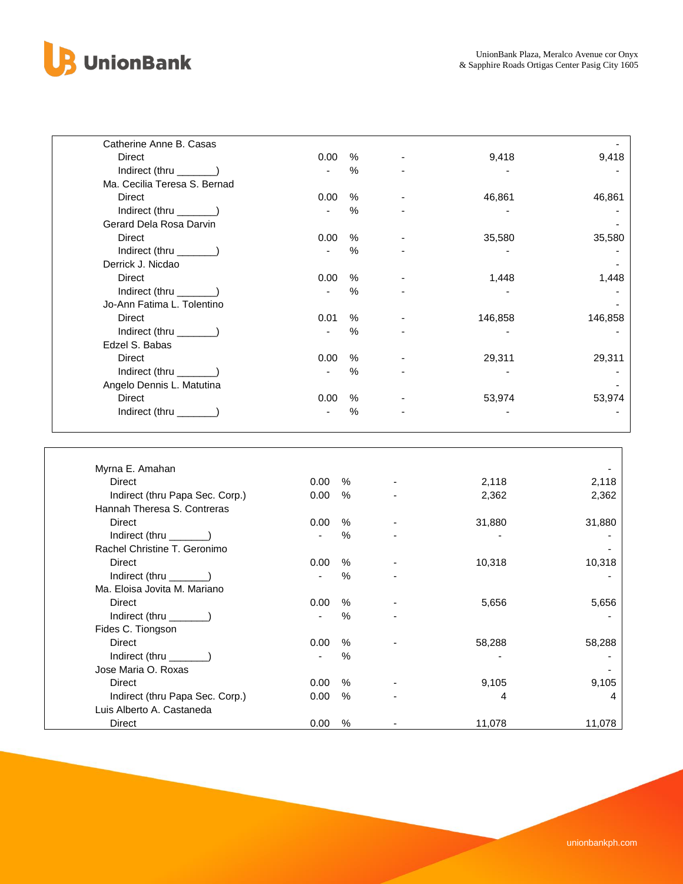| | | | | | |
|---|---|---|---|---|---|
| Catherine Anne B. Casas | | | | | - |
| Direct | 0.00 | % | - | 9,418 | 9,418 |
| Indirect (thru _______) | - | % | - | - | - |
| Ma. Cecilia Teresa S. Bernad | | | | | - |
| Direct | 0.00 | % | - | 46,861 | 46,861 |
| Indirect (thru _______) | - | % | - | - | - |
| Gerard Dela Rosa Darvin | | | | | - |
| Direct | 0.00 | % | - | 35,580 | 35,580 |
| Indirect (thru _______) | - | % | - | - | - |
| Derrick J. Nicdao | | | | | - |
| Direct | 0.00 | % | - | 1,448 | 1,448 |
| Indirect (thru _______) | - | % | - | - | - |
| Jo-Ann Fatima L. Tolentino | | | | | - |
| Direct | 0.01 | % | - | 146,858 | 146,858 |
| Indirect (thru _______) | - | % | - | - | - |
| Edzel S. Babas | | | | | - |
| Direct | 0.00 | % | - | 29,311 | 29,311 |
| Indirect (thru _______) | - | % | - | - | - |
| Angelo Dennis L. Matutina | | | | | - |
| Direct | 0.00 | % | - | 53,974 | 53,974 |
| Indirect (thru _______) | - | % | - | - | - |

| | | | | | |
|---|---|---|---|---|---|
| Myrna E. Amahan | | | | | - |
| Direct | 0.00 | % | - | 2,118 | 2,118 |
| Indirect (thru Papa Sec. Corp.) | 0.00 | % | - | 2,362 | 2,362 |
| Hannah Theresa S. Contreras | | | | | |
| Direct | 0.00 | % | - | 31,880 | 31,880 |
| Indirect (thru _______) | - | % | - | - | - |
| Rachel Christine T. Geronimo | | | | | - |
| Direct | 0.00 | % | - | 10,318 | 10,318 |
| Indirect (thru _______) | - | % | - | | - |
| Ma. Eloisa Jovita M. Mariano | | | | | |
| Direct | 0.00 | % | - | 5,656 | 5,656 |
| Indirect (thru _______) | - | % | - | | - |
| Fides C. Tiongson | | | | | |
| Direct | 0.00 | % | - | 58,288 | 58,288 |
| Indirect (thru _______) | - | % | | - | - |
| Jose Maria O. Roxas | | | | | - |
| Direct | 0.00 | % | - | 9,105 | 9,105 |
| Indirect (thru Papa Sec. Corp.) | 0.00 | % | - | 4 | 4 |
| Luis Alberto A. Castaneda | | | | | |
| Direct | 0.00 | % | - | 11,078 | 11,078 |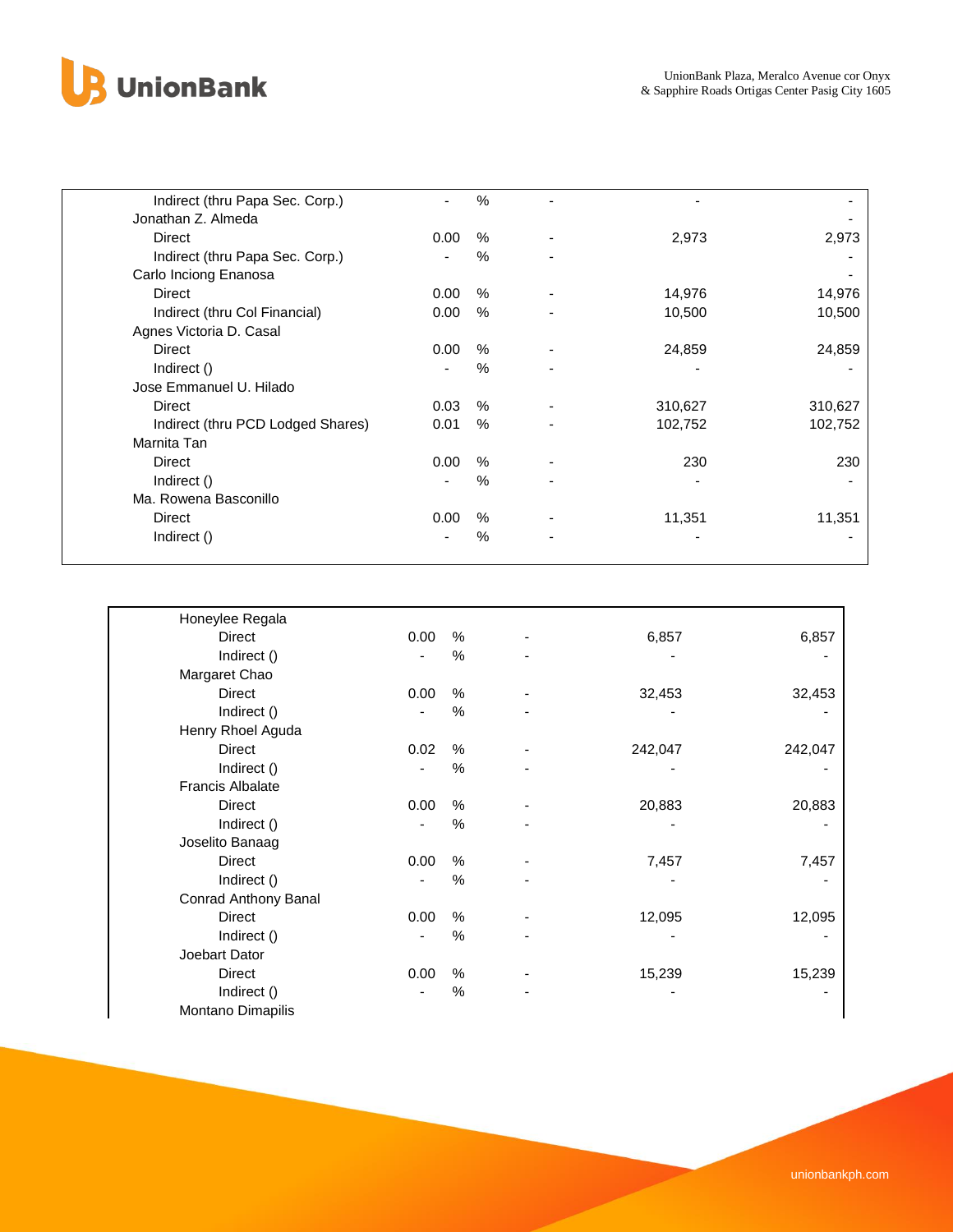| | | | | | |
|---|---|---|---|---|---|
| Indirect (thru Papa Sec. Corp.) | - | % | - | - | - |
| Jonathan Z. Almeda | | | | | - |
| Direct | 0.00 | % | - | 2,973 | 2,973 |
| Indirect (thru Papa Sec. Corp.) | - | % | - | | - |
| Carlo Inciong Enanosa | | | | | - |
| Direct | 0.00 | % | - | 14,976 | 14,976 |
| Indirect (thru Col Financial) | 0.00 | % | - | 10,500 | 10,500 |
| Agnes Victoria D. Casal | | | | | |
| Direct | 0.00 | % | - | 24,859 | 24,859 |
| Indirect () | - | % | - | - | - |
| Jose Emmanuel U. Hilado | | | | | |
| Direct | 0.03 | % | - | 310,627 | 310,627 |
| Indirect (thru PCD Lodged Shares) | 0.01 | % | - | 102,752 | 102,752 |
| Marnita Tan | | | | | |
| Direct | 0.00 | % | - | 230 | 230 |
| Indirect () | - | % | - | - | - |
| Ma. Rowena Basconillo | | | | | |
| Direct | 0.00 | % | - | 11,351 | 11,351 |
| Indirect () | - | % | - | - | - |

| | | | | | |
|---|---|---|---|---|---|
| Honeylee Regala | | | | | |
| Direct | 0.00 | % | - | 6,857 | 6,857 |
| Indirect () | - | % | - | - | - |
| Margaret Chao | | | | | |
| Direct | 0.00 | % | - | 32,453 | 32,453 |
| Indirect () | - | % | - | - | - |
| Henry Rhoel Aguda | | | | | |
| Direct | 0.02 | % | - | 242,047 | 242,047 |
| Indirect () | - | % | - | - | - |
| Francis Albalate | | | | | |
| Direct | 0.00 | % | - | 20,883 | 20,883 |
| Indirect () | - | % | - | - | - |
| Joselito Banaag | | | | | |
| Direct | 0.00 | % | - | 7,457 | 7,457 |
| Indirect () | - | % | - | - | - |
| Conrad Anthony Banal | | | | | |
| Direct | 0.00 | % | - | 12,095 | 12,095 |
| Indirect () | - | % | - | - | - |
| Joebart Dator | | | | | |
| Direct | 0.00 | % | - | 15,239 | 15,239 |
| Indirect () | - | % | - | - | - |
| Montano Dimapilis | | | | | |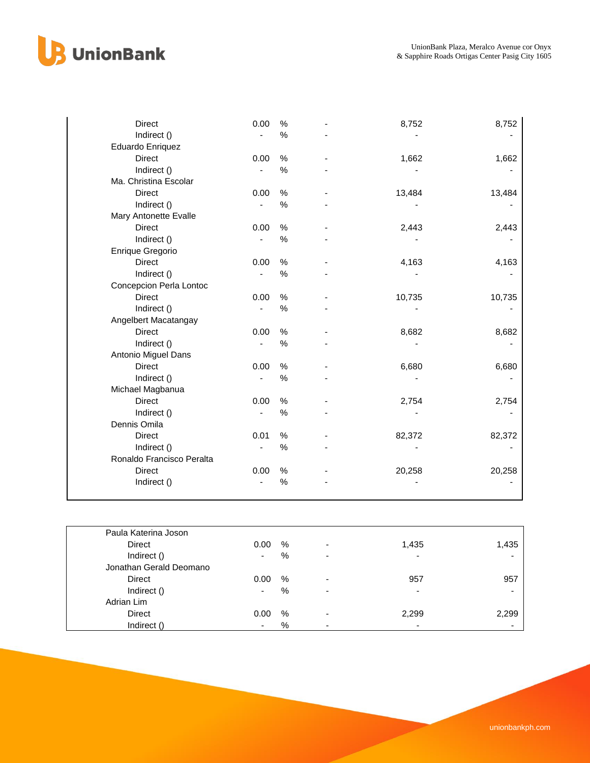| | | | | | |
|---|---|---|---|---|---|
| Direct | 0.00 | % | - | 8,752 | 8,752 |
| Indirect () | - | % | - | - | - |
| Eduardo Enriquez | | | | | |
| Direct | 0.00 | % | - | 1,662 | 1,662 |
| Indirect () | - | % | - | - | - |
| Ma. Christina Escolar | | | | | |
| Direct | 0.00 | % | - | 13,484 | 13,484 |
| Indirect () | - | % | - | - | - |
| Mary Antonette Evalle | | | | | |
| Direct | 0.00 | % | - | 2,443 | 2,443 |
| Indirect () | - | % | - | - | - |
| Enrique Gregorio | | | | | |
| Direct | 0.00 | % | - | 4,163 | 4,163 |
| Indirect () | - | % | - | - | - |
| Concepcion Perla Lontoc | | | | | |
| Direct | 0.00 | % | - | 10,735 | 10,735 |
| Indirect () | - | % | - | - | - |
| Angelbert Macatangay | | | | | |
| Direct | 0.00 | % | - | 8,682 | 8,682 |
| Indirect () | - | % | - | - | - |
| Antonio Miguel Dans | | | | | |
| Direct | 0.00 | % | - | 6,680 | 6,680 |
| Indirect () | - | % | - | - | - |
| Michael Magbanua | | | | | |
| Direct | 0.00 | % | - | 2,754 | 2,754 |
| Indirect () | - | % | - | - | - |
| Dennis Omila | | | | | |
| Direct | 0.01 | % | - | 82,372 | 82,372 |
| Indirect () | - | % | - | - | - |
| Ronaldo Francisco Peralta | | | | | |
| Direct | 0.00 | % | - | 20,258 | 20,258 |
| Indirect () | - | % | - | - | - |
| Paula Katerina Joson | | | | | |
| Direct | 0.00 | % | - | 1,435 | 1,435 |
| Indirect () | - | % | - | - | - |
| Jonathan Gerald Deomano | | | | | |
| Direct | 0.00 | % | - | 957 | 957 |
| Indirect () | - | % | - | - | - |
| Adrian Lim | | | | | |
| Direct | 0.00 | % | - | 2,299 | 2,299 |
| Indirect () | - | % | - | - | - |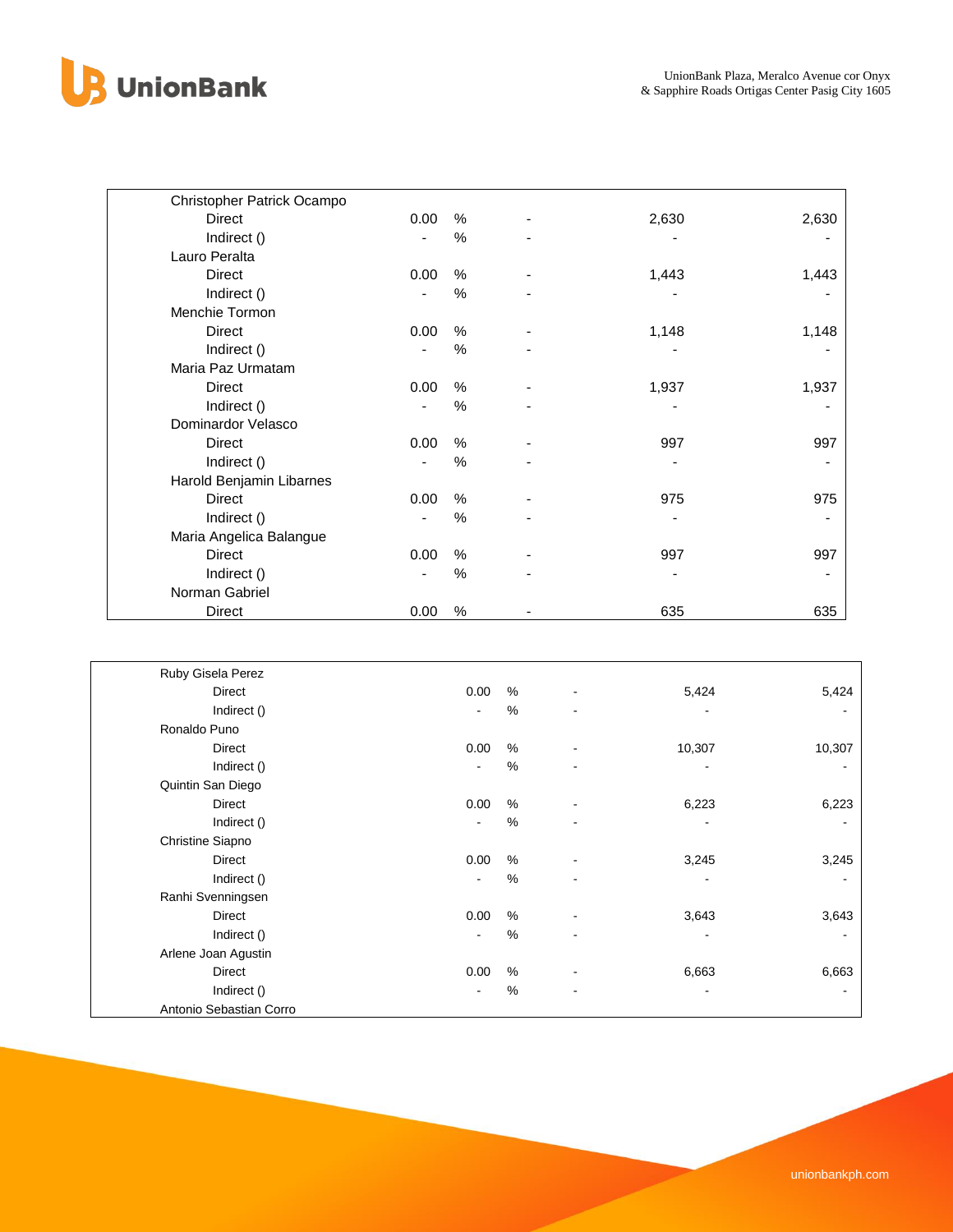| | | | | | |
|---|---|---|---|---|---|
| Christopher Patrick Ocampo | | | | | |
| Direct | 0.00 | % | - | 2,630 | 2,630 |
| Indirect () | - | % | - | - | - |
| Lauro Peralta | | | | | |
| Direct | 0.00 | % | - | 1,443 | 1,443 |
| Indirect () | - | % | - | - | - |
| Menchie Tormon | | | | | |
| Direct | 0.00 | % | - | 1,148 | 1,148 |
| Indirect () | - | % | - | - | - |
| Maria Paz Urmatam | | | | | |
| Direct | 0.00 | % | - | 1,937 | 1,937 |
| Indirect () | - | % | - | - | - |
| Dominardor Velasco | | | | | |
| Direct | 0.00 | % | - | 997 | 997 |
| Indirect () | - | % | - | - | - |
| Harold Benjamin Libarnes | | | | | |
| Direct | 0.00 | % | - | 975 | 975 |
| Indirect () | - | % | - | - | - |
| Maria Angelica Balangue | | | | | |
| Direct | 0.00 | % | - | 997 | 997 |
| Indirect () | - | % | - | - | - |
| Norman Gabriel | | | | | |
| Direct | 0.00 | % | - | 635 | 635 |

| | | | | | |
|---|---|---|---|---|---|
| Ruby Gisela Perez | | | | | |
| Direct | 0.00 | % | - | 5,424 | 5,424 |
| Indirect () | - | % | - | - | - |
| Ronaldo Puno | | | | | |
| Direct | 0.00 | % | - | 10,307 | 10,307 |
| Indirect () | - | % | - | - | - |
| Quintin San Diego | | | | | |
| Direct | 0.00 | % | - | 6,223 | 6,223 |
| Indirect () | - | % | - | - | - |
| Christine Siapno | | | | | |
| Direct | 0.00 | % | - | 3,245 | 3,245 |
| Indirect () | - | % | - | - | - |
| Ranhi Svenningsen | | | | | |
| Direct | 0.00 | % | - | 3,643 | 3,643 |
| Indirect () | - | % | - | - | - |
| Arlene Joan Agustin | | | | | |
| Direct | 0.00 | % | - | 6,663 | 6,663 |
| Indirect () | - | % | - | - | - |
| Antonio Sebastian Corro | | | | | |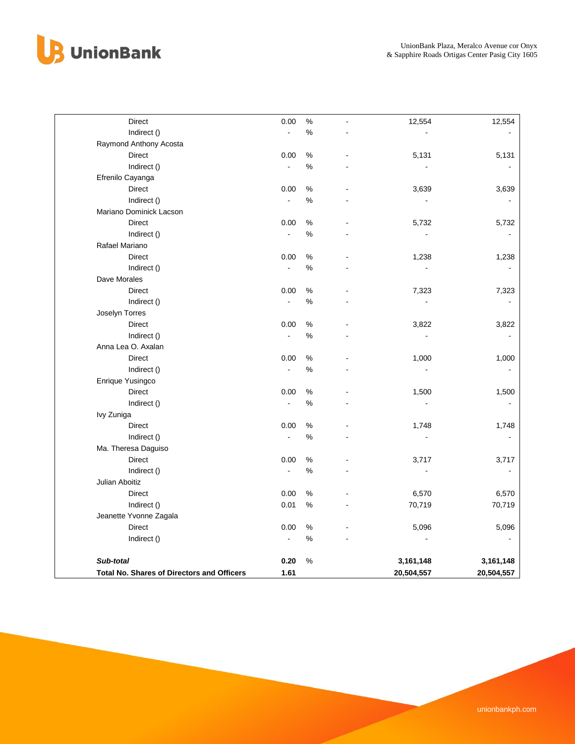| | | | | | |
|---|---|---|---|---|---|
| Direct | 0.00 | % | - | 12,554 | 12,554 |
| Indirect () | - | % | - | - | - |
| Raymond Anthony Acosta | | | | | |
| Direct | 0.00 | % | - | 5,131 | 5,131 |
| Indirect () | - | % | - | - | - |
| Efrenilo Cayanga | | | | | |
| Direct | 0.00 | % | - | 3,639 | 3,639 |
| Indirect () | - | % | - | - | - |
| Mariano Dominick Lacson | | | | | |
| Direct | 0.00 | % | - | 5,732 | 5,732 |
| Indirect () | - | % | - | - | - |
| Rafael Mariano | | | | | |
| Direct | 0.00 | % | - | 1,238 | 1,238 |
| Indirect () | - | % | - | - | - |
| Dave Morales | | | | | |
| Direct | 0.00 | % | - | 7,323 | 7,323 |
| Indirect () | - | % | - | - | - |
| Joselyn Torres | | | | | |
| Direct | 0.00 | % | - | 3,822 | 3,822 |
| Indirect () | - | % | - | - | - |
| Anna Lea O. Axalan | | | | | |
| Direct | 0.00 | % | - | 1,000 | 1,000 |
| Indirect () | - | % | - | - | - |
| Enrique Yusingco | | | | | |
| Direct | 0.00 | % | - | 1,500 | 1,500 |
| Indirect () | - | % | - | - | - |
| Ivy Zuniga | | | | | |
| Direct | 0.00 | % | - | 1,748 | 1,748 |
| Indirect () | - | % | - | - | - |
| Ma. Theresa Daguiso | | | | | |
| Direct | 0.00 | % | - | 3,717 | 3,717 |
| Indirect () | - | % | - | - | - |
| Julian Aboitiz | | | | | |
| Direct | 0.00 | % | - | 6,570 | 6,570 |
| Indirect () | 0.01 | % | - | 70,719 | 70,719 |
| Jeanette Yvonne Zagala | | | | | |
| Direct | 0.00 | % | - | 5,096 | 5,096 |
| Indirect () | - | % | - | - | - |
| ***Sub-total*** | **0.20** | % | | **3,161,148** | **3,161,148** |
| **Total No. Shares of Directors and Officers** | **1.61** | | | **20,504,557** | **20,504,557** |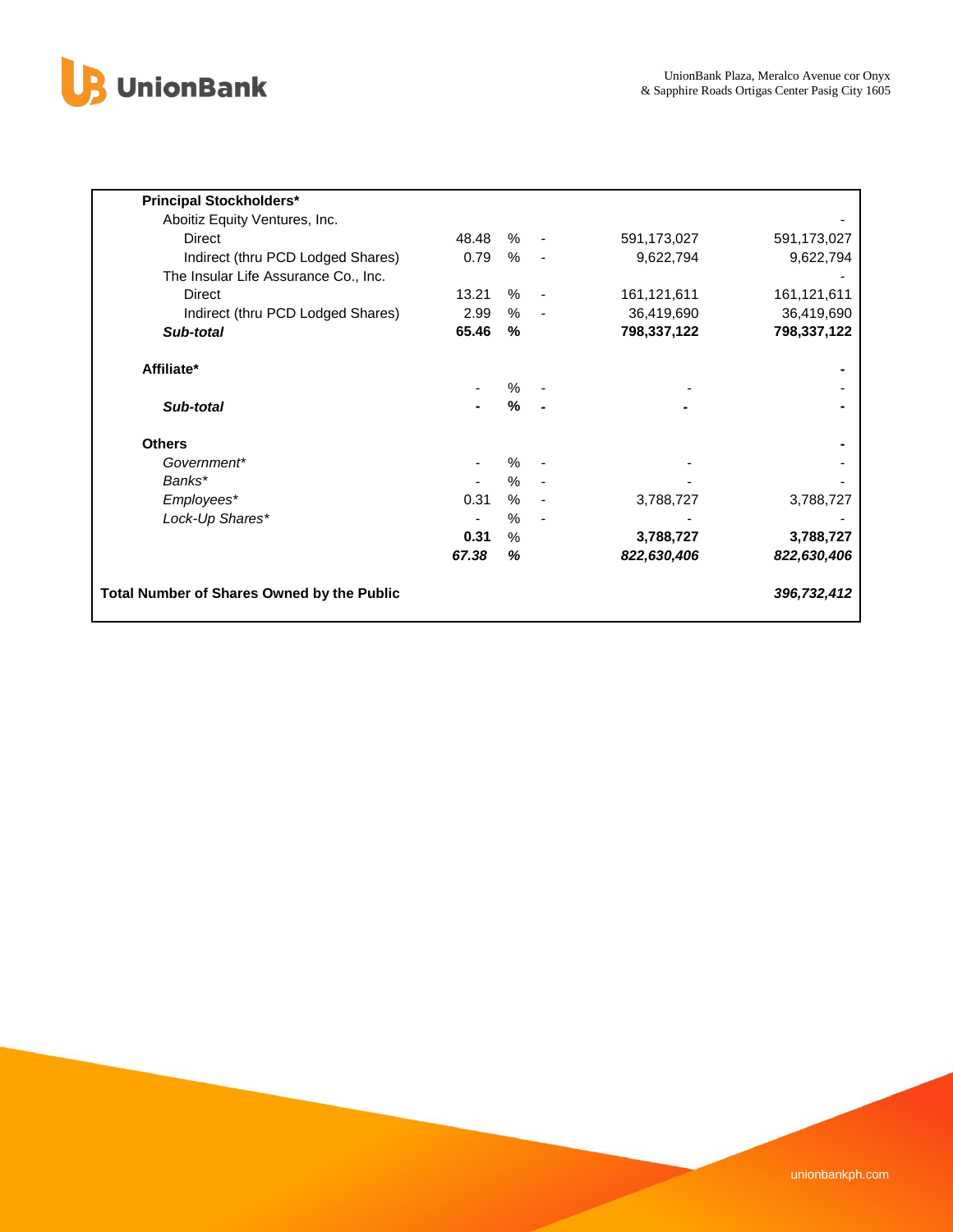| | | | | | |
|---|---|---|---|---|---|
| **Principal Stockholders*** | | | | | |
| Aboitiz Equity Ventures, Inc. | | | | | - |
| Direct | 48.48 | % | - | 591,173,027 | 591,173,027 |
| Indirect (thru PCD Lodged Shares) | 0.79 | % | - | 9,622,794 | 9,622,794 |
| The Insular Life Assurance Co., Inc. | | | | | - |
| Direct | 13.21 | % | - | 161,121,611 | 161,121,611 |
| Indirect (thru PCD Lodged Shares) | 2.99 | % | - | 36,419,690 | 36,419,690 |
| ***Sub-total*** | **65.46** | **%** | | **798,337,122** | **798,337,122** |
| | | | | | |
| **Affiliate*** | | | | | **-** |
| | - | % | - | - | - |
| ***Sub-total*** | **-** | **%** | **-** | **-** | **-** |
| | | | | | |
| **Others** | | | | | **-** |
| *Government** | - | % | - | - | - |
| *Banks** | - | % | - | - | - |
| *Employees** | 0.31 | % | - | 3,788,727 | 3,788,727 |
| *Lock-Up Shares** | - | % | - | - | - |
| | **0.31** | % | | **3,788,727** | **3,788,727** |
| | ***67.38*** | ***%*** | | ***822,630,406*** | ***822,630,406*** |
| | | | | | |
| **Total Number of Shares Owned by the Public** | | | | | ***396,732,412*** |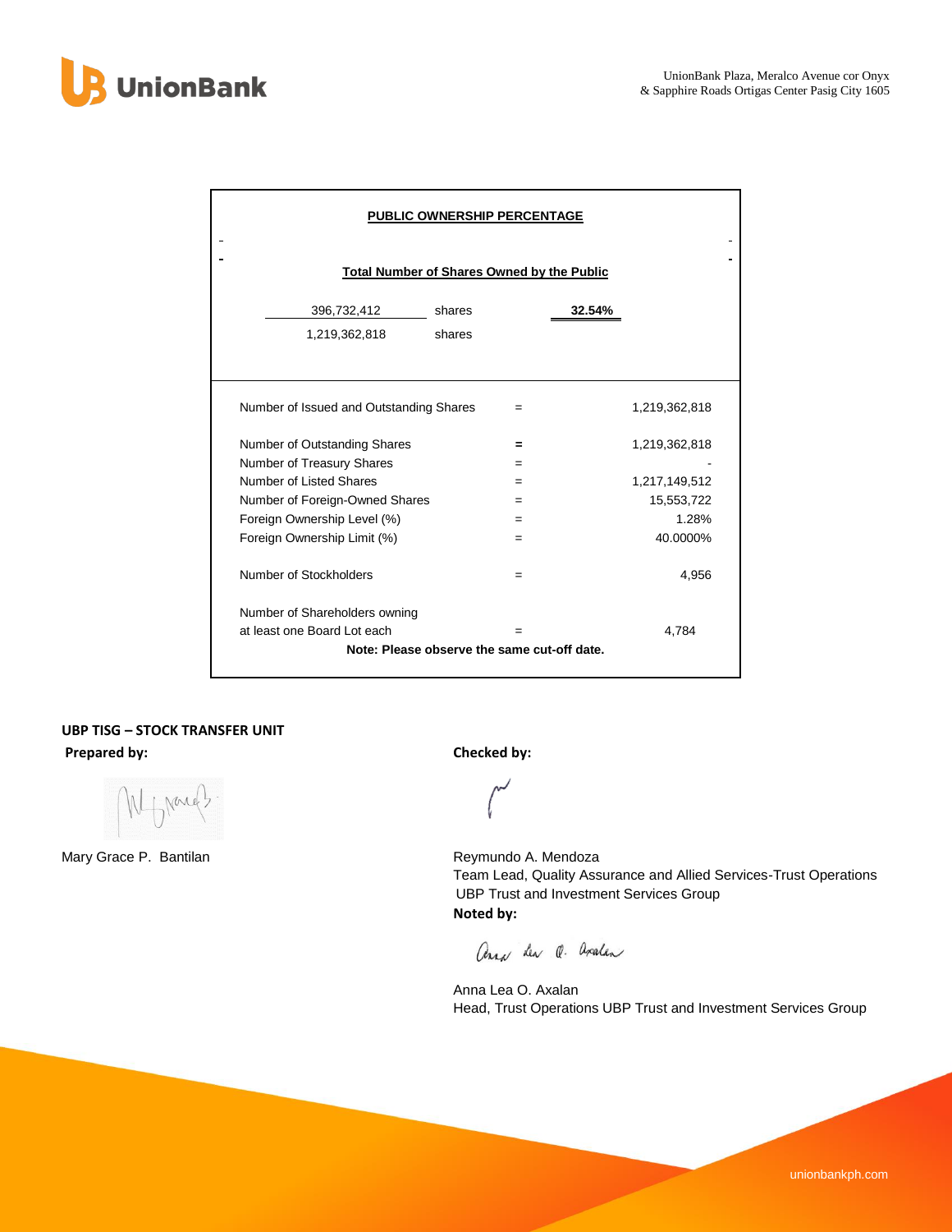UnionBank

UnionBank Plaza, Meralco Avenue cor Onyx & Sapphire Roads Ortigas Center Pasig City 1605

**PUBLIC OWNERSHIP PERCENTAGE**

**Total Number of Shares Owned by the Public**

| | | |
|---|---|---|
| 396,732,412 | shares | **32.54%** |
| 1,219,362,818 | shares | |

| | | |
|---|---|---|
| Number of Issued and Outstanding Shares | = | 1,219,362,818 |
| Number of Outstanding Shares | = | 1,219,362,818 |
| Number of Treasury Shares | = | - |
| Number of Listed Shares | = | 1,217,149,512 |
| Number of Foreign-Owned Shares | = | 15,553,722 |
| Foreign Ownership Level (%) | = | 1.28% |
| Foreign Ownership Limit (%) | = | 40.0000% |
| Number of Stockholders | = | 4,956 |
| Number of Shareholders owning at least one Board Lot each | = | 4,784 |

**Note: Please observe the same cut-off date.**

**UBP TISG – STOCK TRANSFER UNIT**

**Prepared by:**

Mary Grace P. Bantilan

**Checked by:**

Reymundo A. Mendoza
Team Lead, Quality Assurance and Allied Services-Trust Operations
UBP Trust and Investment Services Group

**Noted by:**

Anna Lea O. Axalan
Head, Trust Operations UBP Trust and Investment Services Group

unionbankph.com